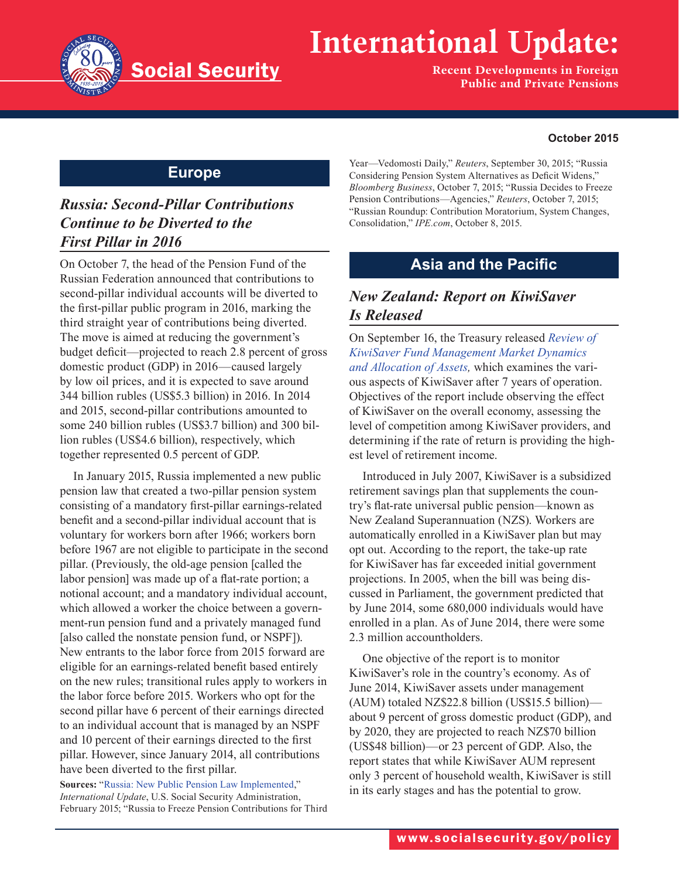# International Update:

**Recent Developments in Foreign Public and Private Pensions**

**October 2015**

## Europe

### *Russia: Second-Pillar Contributions Continue to be Diverted to the First Pillar in 2016*

On October 7, the head of the Pension Fund of the Russian Federation announced that contributions to second-pillar individual accounts will be diverted to the first-pillar public program in 2016, marking the third straight year of contributions being diverted. The move is aimed at reducing the government's budget deficit—projected to reach 2.8 percent of gross domestic product (GDP) in 2016—caused largely by low oil prices, and it is expected to save around 344 billion rubles (US$5.3 billion) in 2016. In 2014 and 2015, second-pillar contributions amounted to some 240 billion rubles (US$3.7 billion) and 300 billion rubles (US$4.6 billion), respectively, which together represented 0.5 percent of GDP.

In January 2015, Russia implemented a new public pension law that created a two-pillar pension system consisting of a mandatory first-pillar earnings-related benefit and a second-pillar individual account that is voluntary for workers born after 1966; workers born before 1967 are not eligible to participate in the second pillar. (Previously, the old-age pension [called the labor pension] was made up of a flat-rate portion; a notional account; and a mandatory individual account, which allowed a worker the choice between a government-run pension fund and a privately managed fund [also called the nonstate pension fund, or NSPF]). New entrants to the labor force from 2015 forward are eligible for an earnings-related benefit based entirely on the new rules; transitional rules apply to workers in the labor force before 2015. Workers who opt for the second pillar have 6 percent of their earnings directed to an individual account that is managed by an NSPF and 10 percent of their earnings directed to the first pillar. However, since January 2014, all contributions have been diverted to the first pillar.

**Sources:** "Russia: New Public Pension Law Implemented," *International Update*, U.S. Social Security Administration, February 2015; "Russia to Freeze Pension Contributions for Third Year—Vedomosti Daily," *Reuters*, September 30, 2015; "Russia Considering Pension System Alternatives as Deficit Widens," *Bloomberg Business*, October 7, 2015; "Russia Decides to Freeze Pension Contributions—Agencies," *Reuters*, October 7, 2015; "Russian Roundup: Contribution Moratorium, System Changes, Consolidation," *IPE.com*, October 8, 2015.

## Asia and the Pacific

### *New Zealand: Report on KiwiSaver Is Released*

On September 16, the Treasury released *Review of KiwiSaver Fund Management Market Dynamics and Allocation of Assets,* which examines the various aspects of KiwiSaver after 7 years of operation. Objectives of the report include observing the effect of KiwiSaver on the overall economy, assessing the level of competition among KiwiSaver providers, and determining if the rate of return is providing the highest level of retirement income.

Introduced in July 2007, KiwiSaver is a subsidized retirement savings plan that supplements the country's flat-rate universal public pension—known as New Zealand Superannuation (NZS). Workers are automatically enrolled in a KiwiSaver plan but may opt out. According to the report, the take-up rate for KiwiSaver has far exceeded initial government projections. In 2005, when the bill was being discussed in Parliament, the government predicted that by June 2014, some 680,000 individuals would have enrolled in a plan. As of June 2014, there were some 2.3 million accountholders.

One objective of the report is to monitor KiwiSaver's role in the country's economy. As of June 2014, KiwiSaver assets under management (AUM) totaled NZ$22.8 billion (US$15.5 billion)—about 9 percent of gross domestic product (GDP), and by 2020, they are projected to reach NZ$70 billion (US$48 billion)—or 23 percent of GDP. Also, the report states that while KiwiSaver AUM represent only 3 percent of household wealth, KiwiSaver is still in its early stages and has the potential to grow.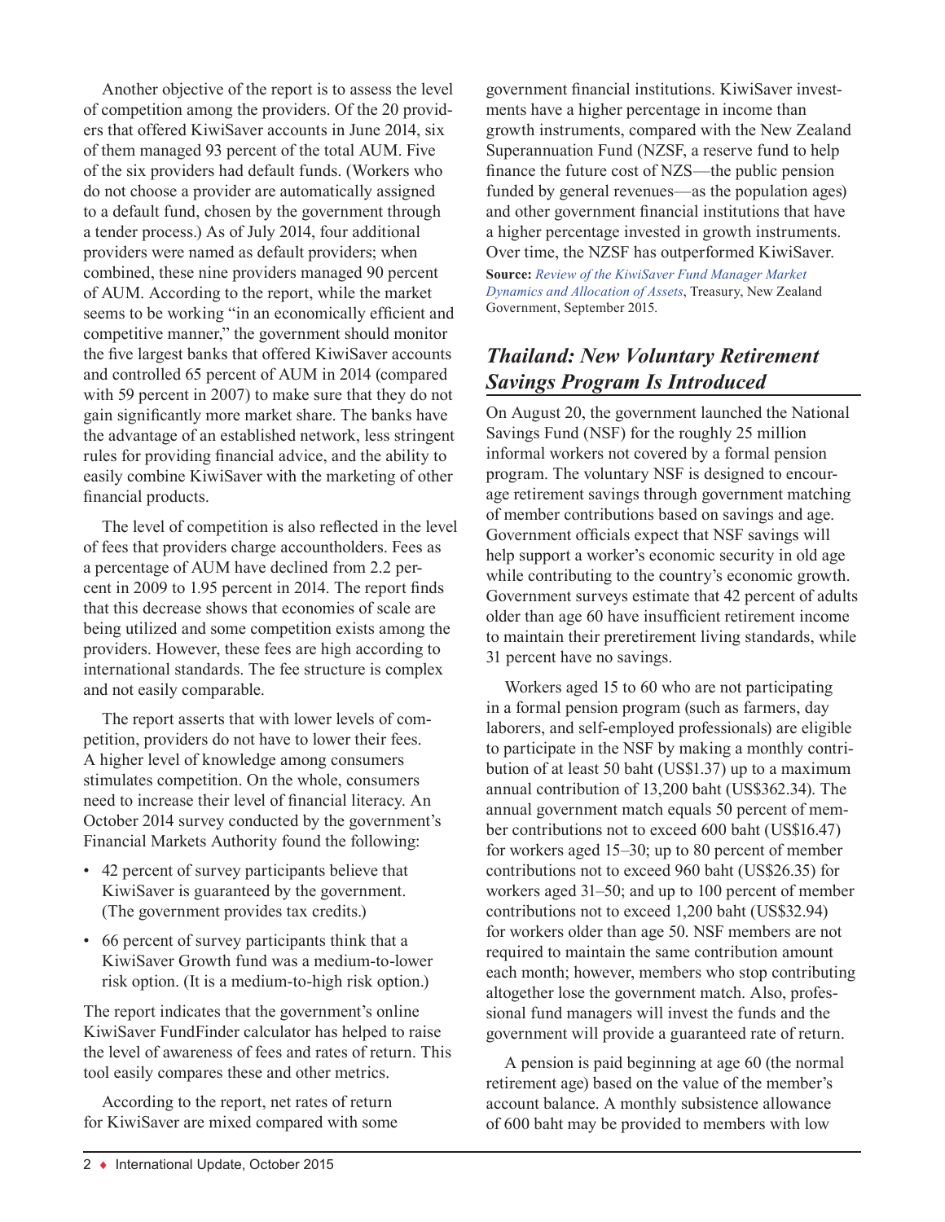Another objective of the report is to assess the level of competition among the providers. Of the 20 providers that offered KiwiSaver accounts in June 2014, six of them managed 93 percent of the total AUM. Five of the six providers had default funds. (Workers who do not choose a provider are automatically assigned to a default fund, chosen by the government through a tender process.) As of July 2014, four additional providers were named as default providers; when combined, these nine providers managed 90 percent of AUM. According to the report, while the market seems to be working "in an economically efficient and competitive manner," the government should monitor the five largest banks that offered KiwiSaver accounts and controlled 65 percent of AUM in 2014 (compared with 59 percent in 2007) to make sure that they do not gain significantly more market share. The banks have the advantage of an established network, less stringent rules for providing financial advice, and the ability to easily combine KiwiSaver with the marketing of other financial products.

The level of competition is also reflected in the level of fees that providers charge accountholders. Fees as a percentage of AUM have declined from 2.2 percent in 2009 to 1.95 percent in 2014. The report finds that this decrease shows that economies of scale are being utilized and some competition exists among the providers. However, these fees are high according to international standards. The fee structure is complex and not easily comparable.

The report asserts that with lower levels of competition, providers do not have to lower their fees. A higher level of knowledge among consumers stimulates competition. On the whole, consumers need to increase their level of financial literacy. An October 2014 survey conducted by the government's Financial Markets Authority found the following:

- 42 percent of survey participants believe that KiwiSaver is guaranteed by the government. (The government provides tax credits.)
- 66 percent of survey participants think that a KiwiSaver Growth fund was a medium-to-lower risk option. (It is a medium-to-high risk option.)

The report indicates that the government's online KiwiSaver FundFinder calculator has helped to raise the level of awareness of fees and rates of return. This tool easily compares these and other metrics.

According to the report, net rates of return for KiwiSaver are mixed compared with some government financial institutions. KiwiSaver investments have a higher percentage in income than growth instruments, compared with the New Zealand Superannuation Fund (NZSF, a reserve fund to help finance the future cost of NZS—the public pension funded by general revenues—as the population ages) and other government financial institutions that have a higher percentage invested in growth instruments. Over time, the NZSF has outperformed KiwiSaver.

**Source:** *Review of the KiwiSaver Fund Manager Market Dynamics and Allocation of Assets*, Treasury, New Zealand Government, September 2015.

## Thailand: New Voluntary Retirement Savings Program Is Introduced

On August 20, the government launched the National Savings Fund (NSF) for the roughly 25 million informal workers not covered by a formal pension program. The voluntary NSF is designed to encourage retirement savings through government matching of member contributions based on savings and age. Government officials expect that NSF savings will help support a worker's economic security in old age while contributing to the country's economic growth. Government surveys estimate that 42 percent of adults older than age 60 have insufficient retirement income to maintain their preretirement living standards, while 31 percent have no savings.

Workers aged 15 to 60 who are not participating in a formal pension program (such as farmers, day laborers, and self-employed professionals) are eligible to participate in the NSF by making a monthly contribution of at least 50 baht (US$1.37) up to a maximum annual contribution of 13,200 baht (US$362.34). The annual government match equals 50 percent of member contributions not to exceed 600 baht (US$16.47) for workers aged 15–30; up to 80 percent of member contributions not to exceed 960 baht (US$26.35) for workers aged 31–50; and up to 100 percent of member contributions not to exceed 1,200 baht (US$32.94) for workers older than age 50. NSF members are not required to maintain the same contribution amount each month; however, members who stop contributing altogether lose the government match. Also, professional fund managers will invest the funds and the government will provide a guaranteed rate of return.

A pension is paid beginning at age 60 (the normal retirement age) based on the value of the member's account balance. A monthly subsistence allowance of 600 baht may be provided to members with low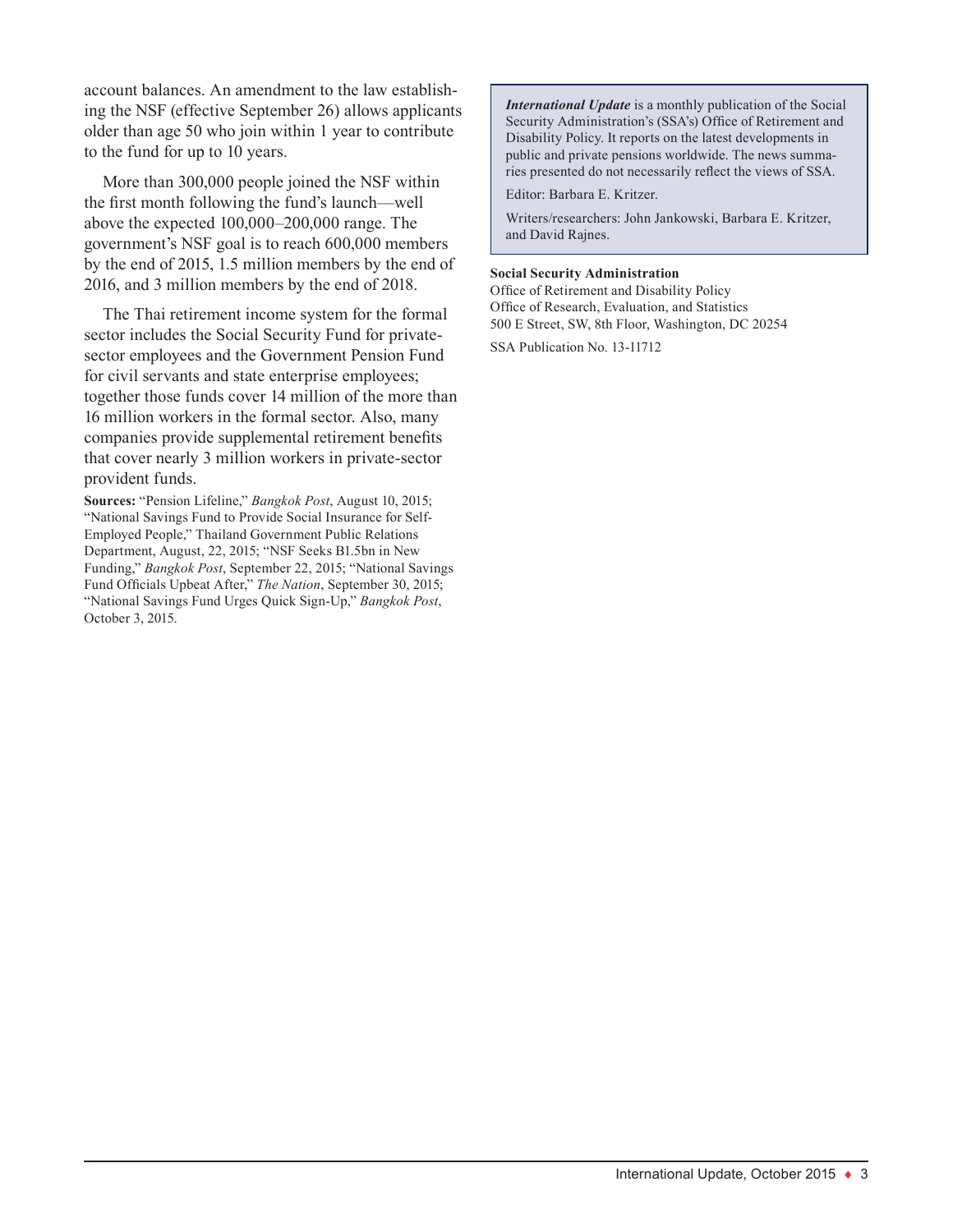account balances. An amendment to the law establishing the NSF (effective September 26) allows applicants older than age 50 who join within 1 year to contribute to the fund for up to 10 years.

More than 300,000 people joined the NSF within the first month following the fund's launch—well above the expected 100,000–200,000 range. The government's NSF goal is to reach 600,000 members by the end of 2015, 1.5 million members by the end of 2016, and 3 million members by the end of 2018.

The Thai retirement income system for the formal sector includes the Social Security Fund for private-sector employees and the Government Pension Fund for civil servants and state enterprise employees; together those funds cover 14 million of the more than 16 million workers in the formal sector. Also, many companies provide supplemental retirement benefits that cover nearly 3 million workers in private-sector provident funds.

**Sources:** "Pension Lifeline," *Bangkok Post*, August 10, 2015; "National Savings Fund to Provide Social Insurance for Self-Employed People," Thailand Government Public Relations Department, August, 22, 2015; "NSF Seeks B1.5bn in New Funding," *Bangkok Post*, September 22, 2015; "National Savings Fund Officials Upbeat After," *The Nation*, September 30, 2015; "National Savings Fund Urges Quick Sign-Up," *Bangkok Post*, October 3, 2015.

***International Update*** is a monthly publication of the Social Security Administration's (SSA's) Office of Retirement and Disability Policy. It reports on the latest developments in public and private pensions worldwide. The news summaries presented do not necessarily reflect the views of SSA.

Editor: Barbara E. Kritzer.

Writers/researchers: John Jankowski, Barbara E. Kritzer, and David Rajnes.

**Social Security Administration**
Office of Retirement and Disability Policy
Office of Research, Evaluation, and Statistics
500 E Street, SW, 8th Floor, Washington, DC 20254

SSA Publication No. 13-11712